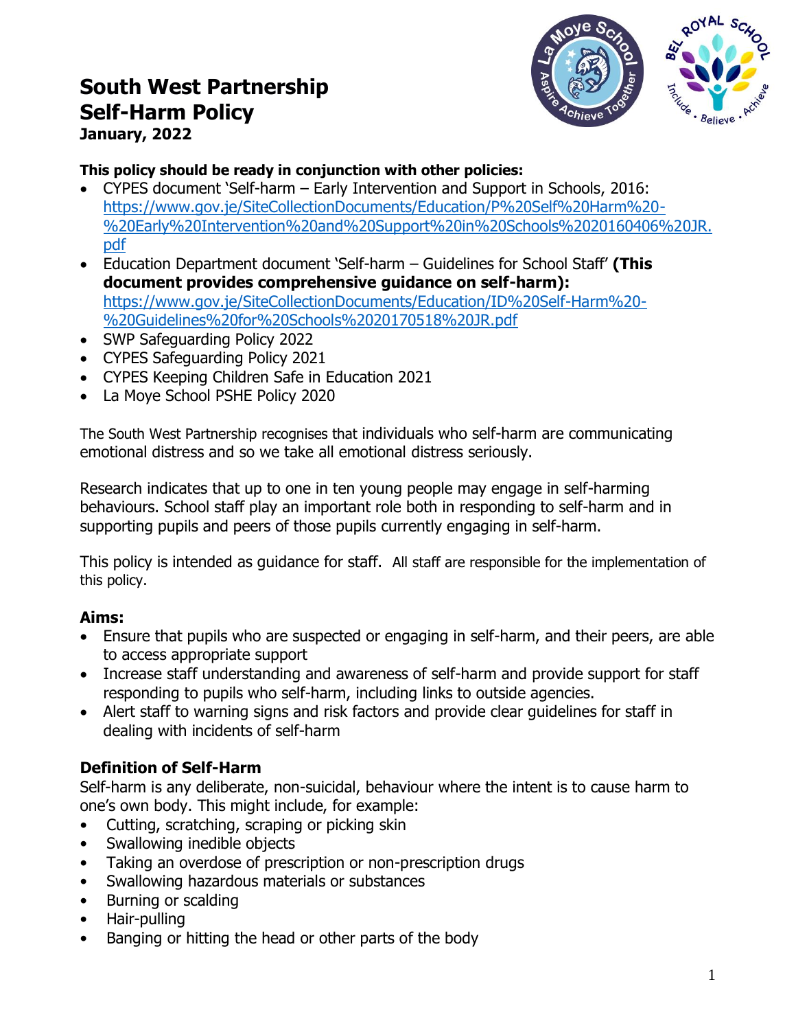# South West Partnership Self-Harm Policy

**January, 2022**

**This policy should be ready in conjunction with other policies:**

- CYPES document 'Self-harm – Early Intervention and Support in Schools, 2016: https://www.gov.je/SiteCollectionDocuments/Education/P%20Self%20Harm%20-%20Early%20Intervention%20and%20Support%20in%20Schools%2020160406%20JR.pdf
- Education Department document 'Self-harm – Guidelines for School Staff' **(This document provides comprehensive guidance on self-harm):** https://www.gov.je/SiteCollectionDocuments/Education/ID%20Self-Harm%20-%20Guidelines%20for%20Schools%2020170518%20JR.pdf
- SWP Safeguarding Policy 2022
- CYPES Safeguarding Policy 2021
- CYPES Keeping Children Safe in Education 2021
- La Moye School PSHE Policy 2020

The South West Partnership recognises that individuals who self-harm are communicating emotional distress and so we take all emotional distress seriously.

Research indicates that up to one in ten young people may engage in self-harming behaviours. School staff play an important role both in responding to self-harm and in supporting pupils and peers of those pupils currently engaging in self-harm.

This policy is intended as guidance for staff. All staff are responsible for the implementation of this policy.

## Aims:

- Ensure that pupils who are suspected or engaging in self-harm, and their peers, are able to access appropriate support
- Increase staff understanding and awareness of self-harm and provide support for staff responding to pupils who self-harm, including links to outside agencies.
- Alert staff to warning signs and risk factors and provide clear guidelines for staff in dealing with incidents of self-harm

## Definition of Self-Harm

Self-harm is any deliberate, non-suicidal, behaviour where the intent is to cause harm to one's own body. This might include, for example:

- Cutting, scratching, scraping or picking skin
- Swallowing inedible objects
- Taking an overdose of prescription or non-prescription drugs
- Swallowing hazardous materials or substances
- Burning or scalding
- Hair-pulling
- Banging or hitting the head or other parts of the body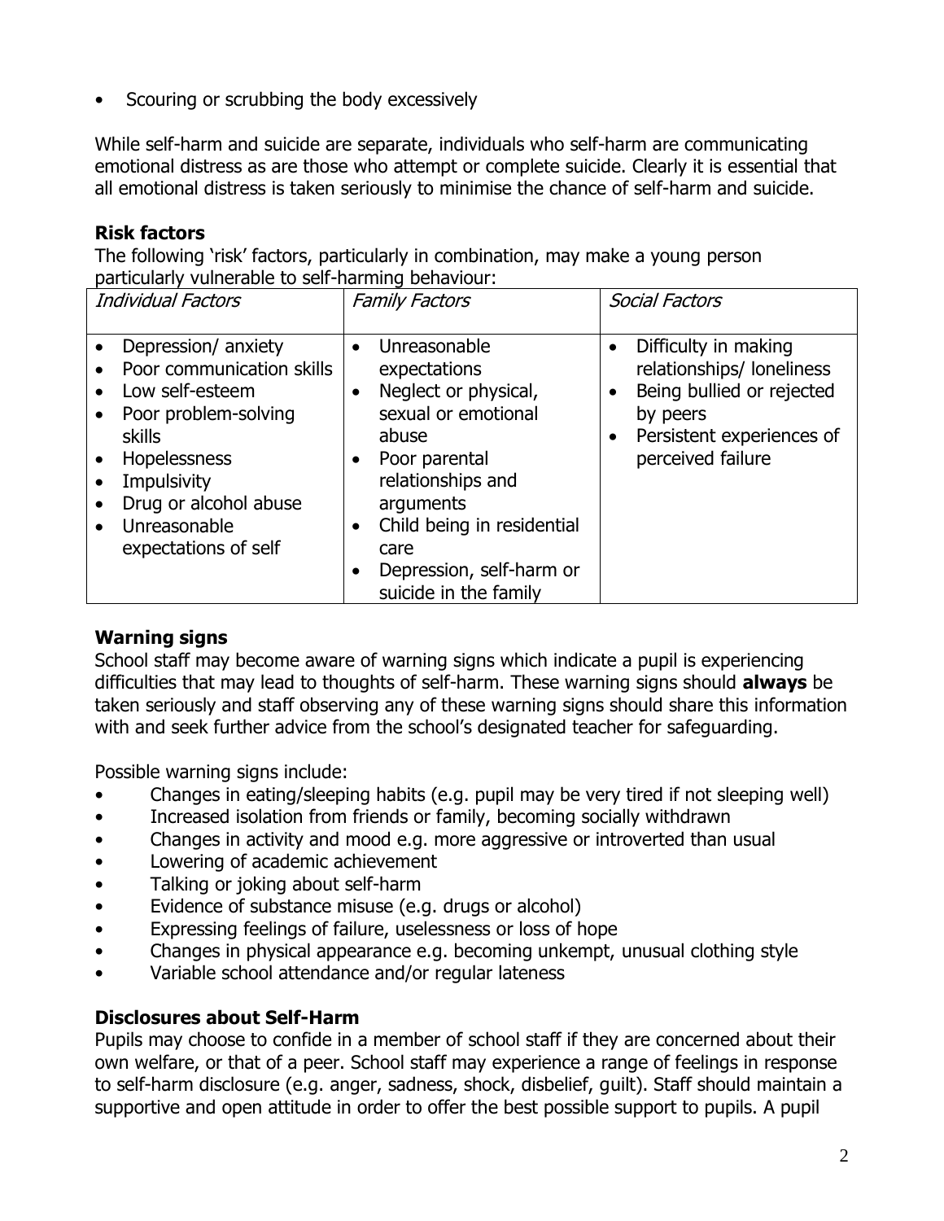- Scouring or scrubbing the body excessively

While self-harm and suicide are separate, individuals who self-harm are communicating emotional distress as are those who attempt or complete suicide. Clearly it is essential that all emotional distress is taken seriously to minimise the chance of self-harm and suicide.

## Risk factors

The following 'risk' factors, particularly in combination, may make a young person particularly vulnerable to self-harming behaviour:

| *Individual Factors* | *Family Factors* | *Social Factors* |
| --- | --- | --- |
| • Depression/ anxiety<br>• Poor communication skills<br>• Low self-esteem<br>• Poor problem-solving skills<br>• Hopelessness<br>• Impulsivity<br>• Drug or alcohol abuse<br>• Unreasonable expectations of self | • Unreasonable expectations<br>• Neglect or physical, sexual or emotional abuse<br>• Poor parental relationships and arguments<br>• Child being in residential care<br>• Depression, self-harm or suicide in the family | • Difficulty in making relationships/ loneliness<br>• Being bullied or rejected by peers<br>• Persistent experiences of perceived failure |

## Warning signs

School staff may become aware of warning signs which indicate a pupil is experiencing difficulties that may lead to thoughts of self-harm. These warning signs should **always** be taken seriously and staff observing any of these warning signs should share this information with and seek further advice from the school's designated teacher for safeguarding.

Possible warning signs include:

- Changes in eating/sleeping habits (e.g. pupil may be very tired if not sleeping well)
- Increased isolation from friends or family, becoming socially withdrawn
- Changes in activity and mood e.g. more aggressive or introverted than usual
- Lowering of academic achievement
- Talking or joking about self-harm
- Evidence of substance misuse (e.g. drugs or alcohol)
- Expressing feelings of failure, uselessness or loss of hope
- Changes in physical appearance e.g. becoming unkempt, unusual clothing style
- Variable school attendance and/or regular lateness

## Disclosures about Self-Harm

Pupils may choose to confide in a member of school staff if they are concerned about their own welfare, or that of a peer. School staff may experience a range of feelings in response to self-harm disclosure (e.g. anger, sadness, shock, disbelief, guilt). Staff should maintain a supportive and open attitude in order to offer the best possible support to pupils. A pupil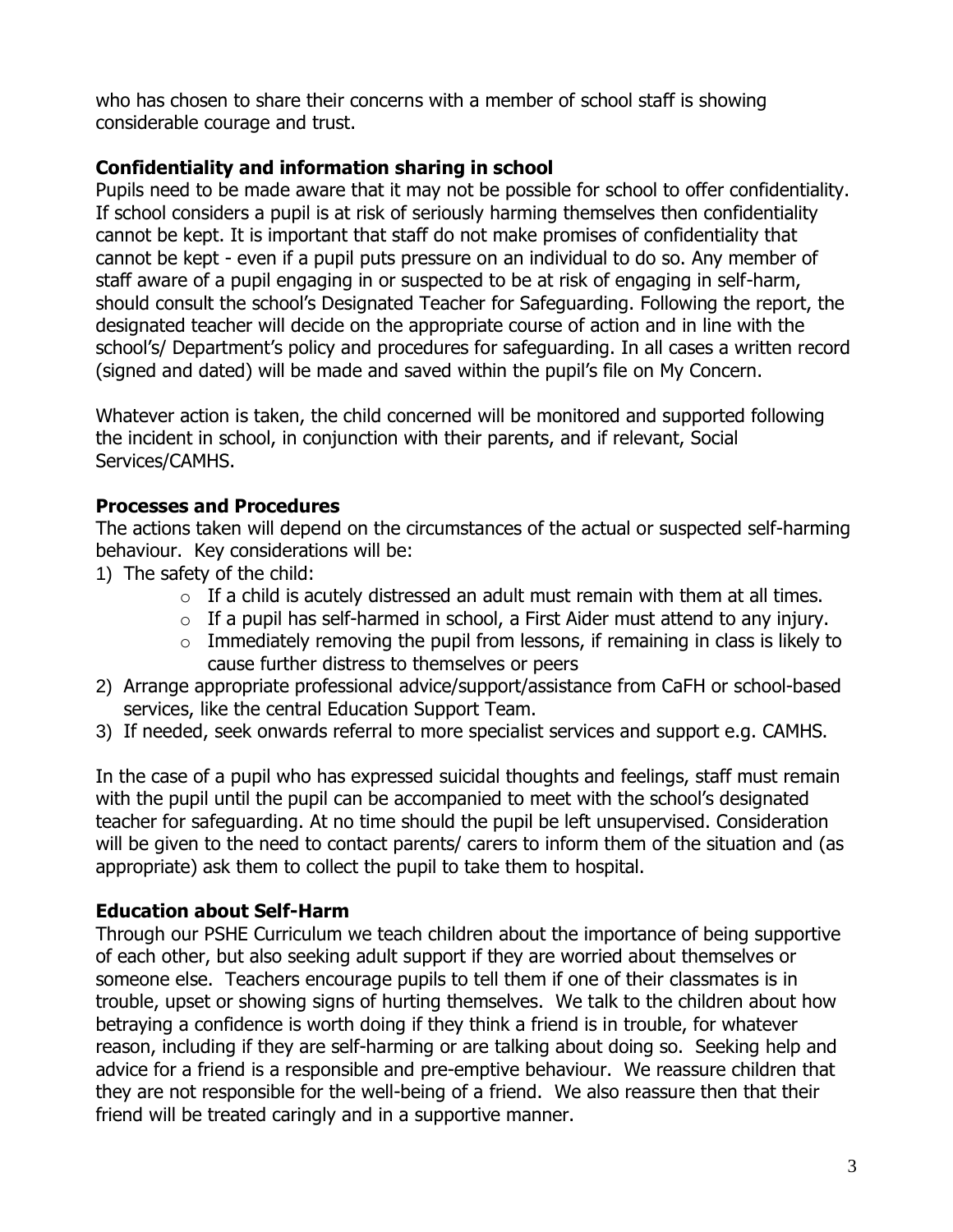who has chosen to share their concerns with a member of school staff is showing considerable courage and trust.

**Confidentiality and information sharing in school**

Pupils need to be made aware that it may not be possible for school to offer confidentiality. If school considers a pupil is at risk of seriously harming themselves then confidentiality cannot be kept. It is important that staff do not make promises of confidentiality that cannot be kept - even if a pupil puts pressure on an individual to do so. Any member of staff aware of a pupil engaging in or suspected to be at risk of engaging in self-harm, should consult the school's Designated Teacher for Safeguarding. Following the report, the designated teacher will decide on the appropriate course of action and in line with the school's/ Department's policy and procedures for safeguarding. In all cases a written record (signed and dated) will be made and saved within the pupil's file on My Concern.

Whatever action is taken, the child concerned will be monitored and supported following the incident in school, in conjunction with their parents, and if relevant, Social Services/CAMHS.

**Processes and Procedures**

The actions taken will depend on the circumstances of the actual or suspected self-harming behaviour. Key considerations will be:

1) The safety of the child:
   - If a child is acutely distressed an adult must remain with them at all times.
   - If a pupil has self-harmed in school, a First Aider must attend to any injury.
   - Immediately removing the pupil from lessons, if remaining in class is likely to cause further distress to themselves or peers
2) Arrange appropriate professional advice/support/assistance from CaFH or school-based services, like the central Education Support Team.
3) If needed, seek onwards referral to more specialist services and support e.g. CAMHS.

In the case of a pupil who has expressed suicidal thoughts and feelings, staff must remain with the pupil until the pupil can be accompanied to meet with the school's designated teacher for safeguarding. At no time should the pupil be left unsupervised. Consideration will be given to the need to contact parents/ carers to inform them of the situation and (as appropriate) ask them to collect the pupil to take them to hospital.

**Education about Self-Harm**

Through our PSHE Curriculum we teach children about the importance of being supportive of each other, but also seeking adult support if they are worried about themselves or someone else. Teachers encourage pupils to tell them if one of their classmates is in trouble, upset or showing signs of hurting themselves. We talk to the children about how betraying a confidence is worth doing if they think a friend is in trouble, for whatever reason, including if they are self-harming or are talking about doing so. Seeking help and advice for a friend is a responsible and pre-emptive behaviour. We reassure children that they are not responsible for the well-being of a friend. We also reassure then that their friend will be treated caringly and in a supportive manner.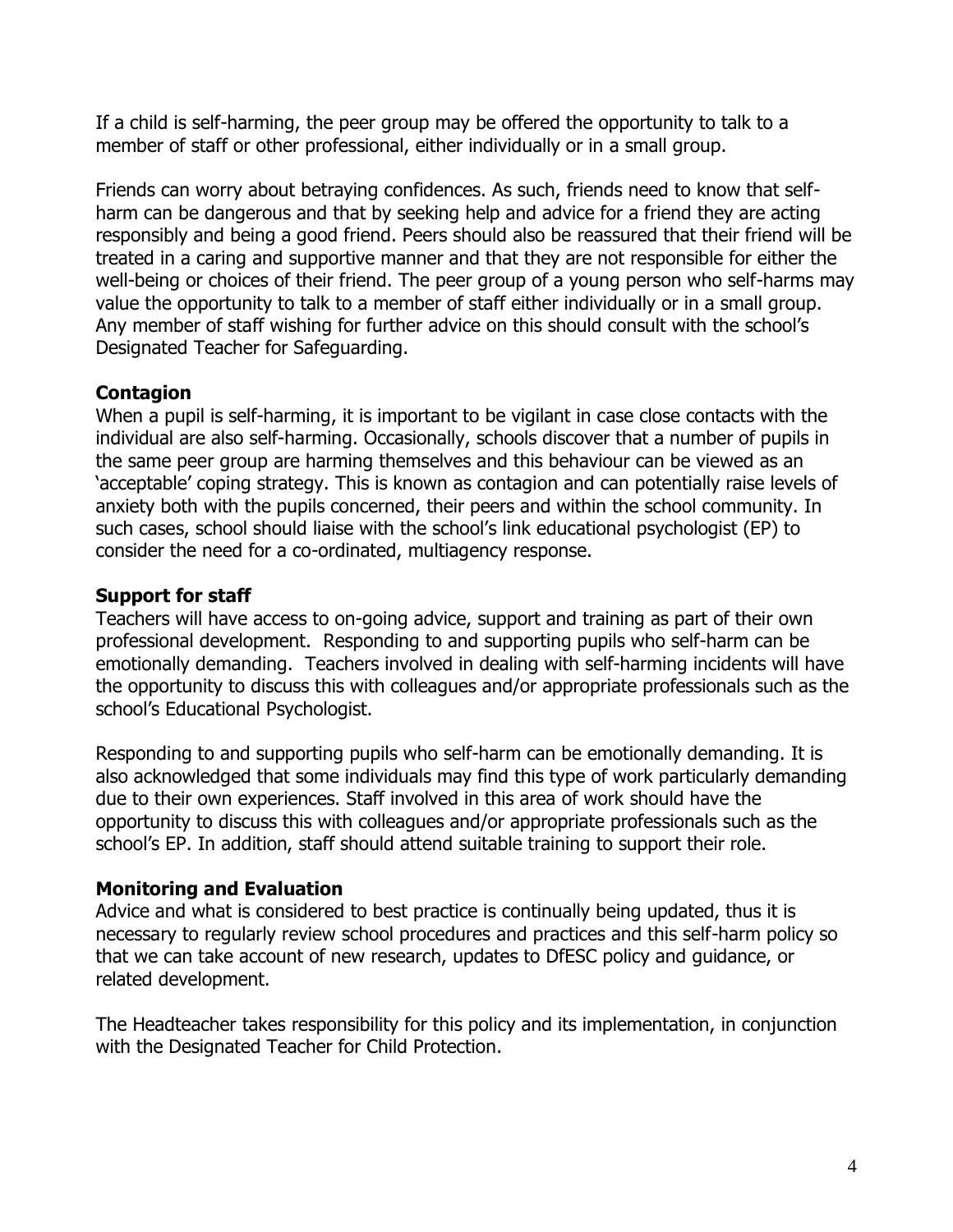If a child is self-harming, the peer group may be offered the opportunity to talk to a member of staff or other professional, either individually or in a small group.

Friends can worry about betraying confidences. As such, friends need to know that self-harm can be dangerous and that by seeking help and advice for a friend they are acting responsibly and being a good friend. Peers should also be reassured that their friend will be treated in a caring and supportive manner and that they are not responsible for either the well-being or choices of their friend. The peer group of a young person who self-harms may value the opportunity to talk to a member of staff either individually or in a small group. Any member of staff wishing for further advice on this should consult with the school's Designated Teacher for Safeguarding.

**Contagion**

When a pupil is self-harming, it is important to be vigilant in case close contacts with the individual are also self-harming. Occasionally, schools discover that a number of pupils in the same peer group are harming themselves and this behaviour can be viewed as an 'acceptable' coping strategy. This is known as contagion and can potentially raise levels of anxiety both with the pupils concerned, their peers and within the school community. In such cases, school should liaise with the school's link educational psychologist (EP) to consider the need for a co-ordinated, multiagency response.

**Support for staff**

Teachers will have access to on-going advice, support and training as part of their own professional development. Responding to and supporting pupils who self-harm can be emotionally demanding. Teachers involved in dealing with self-harming incidents will have the opportunity to discuss this with colleagues and/or appropriate professionals such as the school's Educational Psychologist.

Responding to and supporting pupils who self-harm can be emotionally demanding. It is also acknowledged that some individuals may find this type of work particularly demanding due to their own experiences. Staff involved in this area of work should have the opportunity to discuss this with colleagues and/or appropriate professionals such as the school's EP. In addition, staff should attend suitable training to support their role.

**Monitoring and Evaluation**

Advice and what is considered to best practice is continually being updated, thus it is necessary to regularly review school procedures and practices and this self-harm policy so that we can take account of new research, updates to DfESC policy and guidance, or related development.

The Headteacher takes responsibility for this policy and its implementation, in conjunction with the Designated Teacher for Child Protection.